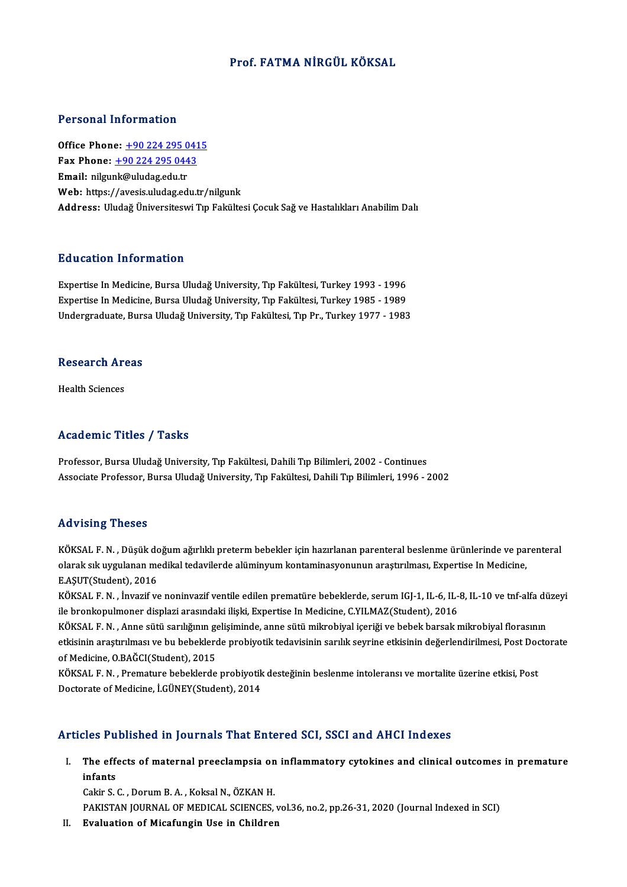# Prof. FATMA NİRGÜL KÖKSAL

## Personal Information

**Office Phone:** +90 224 295 0415
**Fax Phone:** +90 224 295 0443
**Email:** nilgunk@uludag.edu.tr
**Web:** https://avesis.uludag.edu.tr/nilgunk
**Address:** Uludağ Üniversiteswi Tıp Fakültesi Çocuk Sağ ve Hastalıkları Anabilim Dalı

## Education Information

Expertise In Medicine, Bursa Uludağ University, Tıp Fakültesi, Turkey 1993 - 1996
Expertise In Medicine, Bursa Uludağ University, Tıp Fakültesi, Turkey 1985 - 1989
Undergraduate, Bursa Uludağ University, Tıp Fakültesi, Tıp Pr., Turkey 1977 - 1983

## Research Areas

Health Sciences

## Academic Titles / Tasks

Professor, Bursa Uludağ University, Tıp Fakültesi, Dahili Tıp Bilimleri, 2002 - Continues
Associate Professor, Bursa Uludağ University, Tıp Fakültesi, Dahili Tıp Bilimleri, 1996 - 2002

## Advising Theses

KÖKSAL F. N. , Düşük doğum ağırlıklı preterm bebekler için hazırlanan parenteral beslenme ürünlerinde ve parenteral olarak sık uygulanan medikal tedavilerde alüminyum kontaminasyonunun araştırılması, Expertise In Medicine, E.AŞUT(Student), 2016

KÖKSAL F. N. , İnvazif ve noninvazif ventile edilen prematüre bebeklerde, serum IGJ-1, IL-6, IL-8, IL-10 ve tnf-alfa düzeyi ile bronkopulmoner displazi arasındaki ilişki, Expertise In Medicine, C.YILMAZ(Student), 2016

KÖKSAL F. N. , Anne sütü sarılığının gelişiminde, anne sütü mikrobiyal içeriği ve bebek barsak mikrobiyal florasının etkisinin araştırılması ve bu bebeklerde probiyotik tedavisinin sarılık seyrine etkisinin değerlendirilmesi, Post Doctorate of Medicine, O.BAĞCI(Student), 2015

KÖKSAL F. N. , Premature bebeklerde probiyotik desteğinin beslenme intoleransı ve mortalite üzerine etkisi, Post Doctorate of Medicine, İ.GÜNEY(Student), 2014

## Articles Published in Journals That Entered SCI, SSCI and AHCI Indexes

I. **The effects of maternal preeclampsia on inflammatory cytokines and clinical outcomes in premature infants**
Cakir S. C. , Dorum B. A. , Koksal N., ÖZKAN H.
PAKISTAN JOURNAL OF MEDICAL SCIENCES, vol.36, no.2, pp.26-31, 2020 (Journal Indexed in SCI)

II. **Evaluation of Micafungin Use in Children**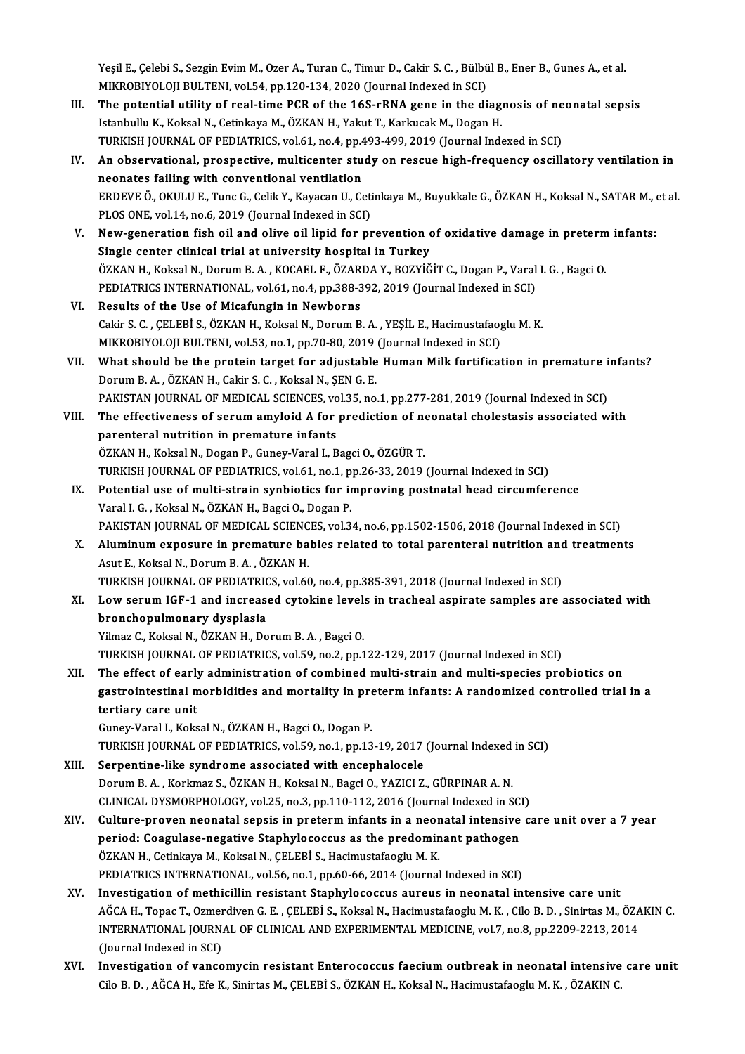Yeşil E., Çelebi S., Sezgin Evim M., Ozer A., Turan C., Timur D., Cakir S. C. , Bülbül B., Ener B., Gunes A., et al.
MIKROBIYOLOJI BULTENI, vol.54, pp.120-134, 2020 (Journal Indexed in SCI)

III. **The potential utility of real-time PCR of the 16S-rRNA gene in the diagnosis of neonatal sepsis**
Istanbullu K., Koksal N., Cetinkaya M., ÖZKAN H., Yakut T., Karkucak M., Dogan H.
TURKISH JOURNAL OF PEDIATRICS, vol.61, no.4, pp.493-499, 2019 (Journal Indexed in SCI)

IV. **An observational, prospective, multicenter study on rescue high-frequency oscillatory ventilation in neonates failing with conventional ventilation**
ERDEVE Ö., OKULU E., Tunc G., Celik Y., Kayacan U., Cetinkaya M., Buyukkale G., ÖZKAN H., Koksal N., SATAR M., et al.
PLOS ONE, vol.14, no.6, 2019 (Journal Indexed in SCI)

V. **New-generation fish oil and olive oil lipid for prevention of oxidative damage in preterm infants: Single center clinical trial at university hospital in Turkey**
ÖZKAN H., Koksal N., Dorum B. A. , KOCAEL F., ÖZARDA Y., BOZYİĞİT C., Dogan P., Varal I. G. , Bagci O.
PEDIATRICS INTERNATIONAL, vol.61, no.4, pp.388-392, 2019 (Journal Indexed in SCI)

VI. **Results of the Use of Micafungin in Newborns**
Cakir S. C. , ÇELEBİ S., ÖZKAN H., Koksal N., Dorum B. A. , YEŞİL E., Hacimustafaoglu M. K.
MIKROBIYOLOJI BULTENI, vol.53, no.1, pp.70-80, 2019 (Journal Indexed in SCI)

VII. **What should be the protein target for adjustable Human Milk fortification in premature infants?**
Dorum B. A. , ÖZKAN H., Cakir S. C. , Koksal N., ŞEN G. E.
PAKISTAN JOURNAL OF MEDICAL SCIENCES, vol.35, no.1, pp.277-281, 2019 (Journal Indexed in SCI)

VIII. **The effectiveness of serum amyloid A for prediction of neonatal cholestasis associated with parenteral nutrition in premature infants**
ÖZKAN H., Koksal N., Dogan P., Guney-Varal I., Bagci O., ÖZGÜR T.
TURKISH JOURNAL OF PEDIATRICS, vol.61, no.1, pp.26-33, 2019 (Journal Indexed in SCI)

IX. **Potential use of multi-strain synbiotics for improving postnatal head circumference**
Varal I. G. , Koksal N., ÖZKAN H., Bagci O., Dogan P.
PAKISTAN JOURNAL OF MEDICAL SCIENCES, vol.34, no.6, pp.1502-1506, 2018 (Journal Indexed in SCI)

X. **Aluminum exposure in premature babies related to total parenteral nutrition and treatments**
Asut E., Koksal N., Dorum B. A. , ÖZKAN H.
TURKISH JOURNAL OF PEDIATRICS, vol.60, no.4, pp.385-391, 2018 (Journal Indexed in SCI)

XI. **Low serum IGF-1 and increased cytokine levels in tracheal aspirate samples are associated with bronchopulmonary dysplasia**
Yilmaz C., Koksal N., ÖZKAN H., Dorum B. A. , Bagci O.
TURKISH JOURNAL OF PEDIATRICS, vol.59, no.2, pp.122-129, 2017 (Journal Indexed in SCI)

XII. **The effect of early administration of combined multi-strain and multi-species probiotics on gastrointestinal morbidities and mortality in preterm infants: A randomized controlled trial in a tertiary care unit**
Guney-Varal I., Koksal N., ÖZKAN H., Bagci O., Dogan P.
TURKISH JOURNAL OF PEDIATRICS, vol.59, no.1, pp.13-19, 2017 (Journal Indexed in SCI)

XIII. **Serpentine-like syndrome associated with encephalocele**
Dorum B. A. , Korkmaz S., ÖZKAN H., Koksal N., Bagci O., YAZICI Z., GÜRPINAR A. N.
CLINICAL DYSMORPHOLOGY, vol.25, no.3, pp.110-112, 2016 (Journal Indexed in SCI)

XIV. **Culture-proven neonatal sepsis in preterm infants in a neonatal intensive care unit over a 7 year period: Coagulase-negative Staphylococcus as the predominant pathogen**
ÖZKAN H., Cetinkaya M., Koksal N., ÇELEBİ S., Hacimustafaoglu M. K.
PEDIATRICS INTERNATIONAL, vol.56, no.1, pp.60-66, 2014 (Journal Indexed in SCI)

XV. **Investigation of methicillin resistant Staphylococcus aureus in neonatal intensive care unit**
AĞCA H., Topac T., Ozmerdiven G. E. , ÇELEBİ S., Koksal N., Hacimustafaoglu M. K. , Cilo B. D. , Sinirtas M., ÖZAKIN C.
INTERNATIONAL JOURNAL OF CLINICAL AND EXPERIMENTAL MEDICINE, vol.7, no.8, pp.2209-2213, 2014 (Journal Indexed in SCI)

XVI. **Investigation of vancomycin resistant Enterococcus faecium outbreak in neonatal intensive care unit**
Cilo B. D. , AĞCA H., Efe K., Sinirtas M., ÇELEBİ S., ÖZKAN H., Koksal N., Hacimustafaoglu M. K. , ÖZAKIN C.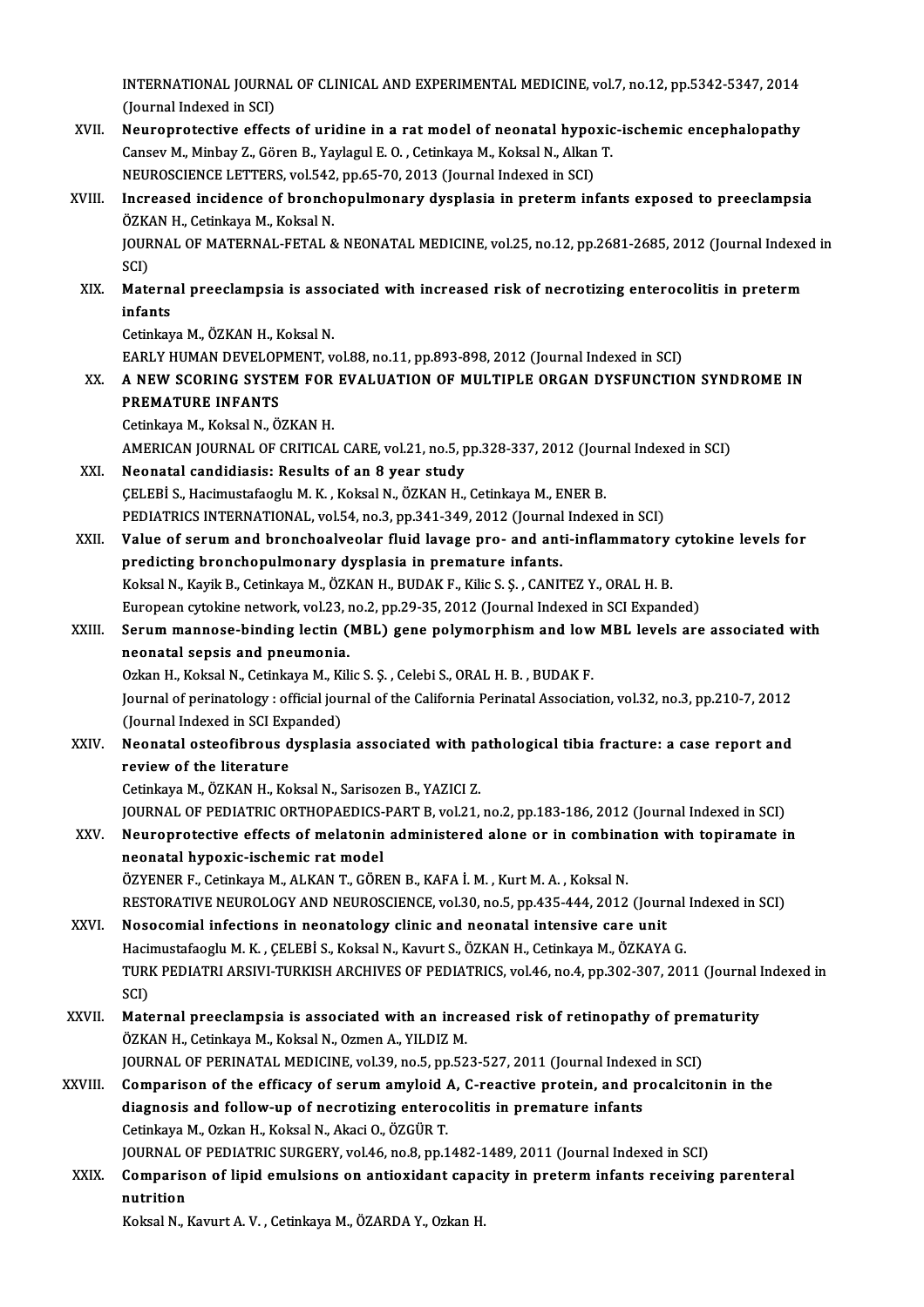INTERNATIONAL JOURNAL OF CLINICAL AND EXPERIMENTAL MEDICINE, vol.7, no.12, pp.5342-5347, 2014 (Journal Indexed in SCI)

XVII. **Neuroprotective effects of uridine in a rat model of neonatal hypoxic-ischemic encephalopathy**
Cansev M., Minbay Z., Gören B., Yaylagul E. O. , Cetinkaya M., Koksal N., Alkan T.
NEUROSCIENCE LETTERS, vol.542, pp.65-70, 2013 (Journal Indexed in SCI)

XVIII. **Increased incidence of bronchopulmonary dysplasia in preterm infants exposed to preeclampsia**
ÖZKAN H., Cetinkaya M., Koksal N.
JOURNAL OF MATERNAL-FETAL & NEONATAL MEDICINE, vol.25, no.12, pp.2681-2685, 2012 (Journal Indexed in SCI)

XIX. **Maternal preeclampsia is associated with increased risk of necrotizing enterocolitis in preterm infants**
Cetinkaya M., ÖZKAN H., Koksal N.
EARLY HUMAN DEVELOPMENT, vol.88, no.11, pp.893-898, 2012 (Journal Indexed in SCI)

XX. **A NEW SCORING SYSTEM FOR EVALUATION OF MULTIPLE ORGAN DYSFUNCTION SYNDROME IN PREMATURE INFANTS**
Cetinkaya M., Koksal N., ÖZKAN H.
AMERICAN JOURNAL OF CRITICAL CARE, vol.21, no.5, pp.328-337, 2012 (Journal Indexed in SCI)

XXI. **Neonatal candidiasis: Results of an 8 year study**
ÇELEBİ S., Hacimustafaoglu M. K. , Koksal N., ÖZKAN H., Cetinkaya M., ENER B.
PEDIATRICS INTERNATIONAL, vol.54, no.3, pp.341-349, 2012 (Journal Indexed in SCI)

XXII. **Value of serum and bronchoalveolar fluid lavage pro- and anti-inflammatory cytokine levels for predicting bronchopulmonary dysplasia in premature infants.**
Koksal N., Kayik B., Cetinkaya M., ÖZKAN H., BUDAK F., Kilic S. Ş. , CANITEZ Y., ORAL H. B.
European cytokine network, vol.23, no.2, pp.29-35, 2012 (Journal Indexed in SCI Expanded)

XXIII. **Serum mannose-binding lectin (MBL) gene polymorphism and low MBL levels are associated with neonatal sepsis and pneumonia.**
Ozkan H., Koksal N., Cetinkaya M., Kilic S. Ş. , Celebi S., ORAL H. B. , BUDAK F.
Journal of perinatology : official journal of the California Perinatal Association, vol.32, no.3, pp.210-7, 2012 (Journal Indexed in SCI Expanded)

XXIV. **Neonatal osteofibrous dysplasia associated with pathological tibia fracture: a case report and review of the literature**
Cetinkaya M., ÖZKAN H., Koksal N., Sarisozen B., YAZICI Z.
JOURNAL OF PEDIATRIC ORTHOPAEDICS-PART B, vol.21, no.2, pp.183-186, 2012 (Journal Indexed in SCI)

XXV. **Neuroprotective effects of melatonin administered alone or in combination with topiramate in neonatal hypoxic-ischemic rat model**
ÖZYENER F., Cetinkaya M., ALKAN T., GÖREN B., KAFA İ. M. , Kurt M. A. , Koksal N.
RESTORATIVE NEUROLOGY AND NEUROSCIENCE, vol.30, no.5, pp.435-444, 2012 (Journal Indexed in SCI)

XXVI. **Nosocomial infections in neonatology clinic and neonatal intensive care unit**
Hacimustafaoglu M. K. , ÇELEBİ S., Koksal N., Kavurt S., ÖZKAN H., Cetinkaya M., ÖZKAYA G.
TURK PEDIATRI ARSIVI-TURKISH ARCHIVES OF PEDIATRICS, vol.46, no.4, pp.302-307, 2011 (Journal Indexed in SCI)

XXVII. **Maternal preeclampsia is associated with an increased risk of retinopathy of prematurity**
ÖZKAN H., Cetinkaya M., Koksal N., Ozmen A., YILDIZ M.
JOURNAL OF PERINATAL MEDICINE, vol.39, no.5, pp.523-527, 2011 (Journal Indexed in SCI)

XXVIII. **Comparison of the efficacy of serum amyloid A, C-reactive protein, and procalcitonin in the diagnosis and follow-up of necrotizing enterocolitis in premature infants**
Cetinkaya M., Ozkan H., Koksal N., Akaci O., ÖZGÜR T.
JOURNAL OF PEDIATRIC SURGERY, vol.46, no.8, pp.1482-1489, 2011 (Journal Indexed in SCI)

XXIX. **Comparison of lipid emulsions on antioxidant capacity in preterm infants receiving parenteral nutrition**
Koksal N., Kavurt A. V. , Cetinkaya M., ÖZARDA Y., Ozkan H.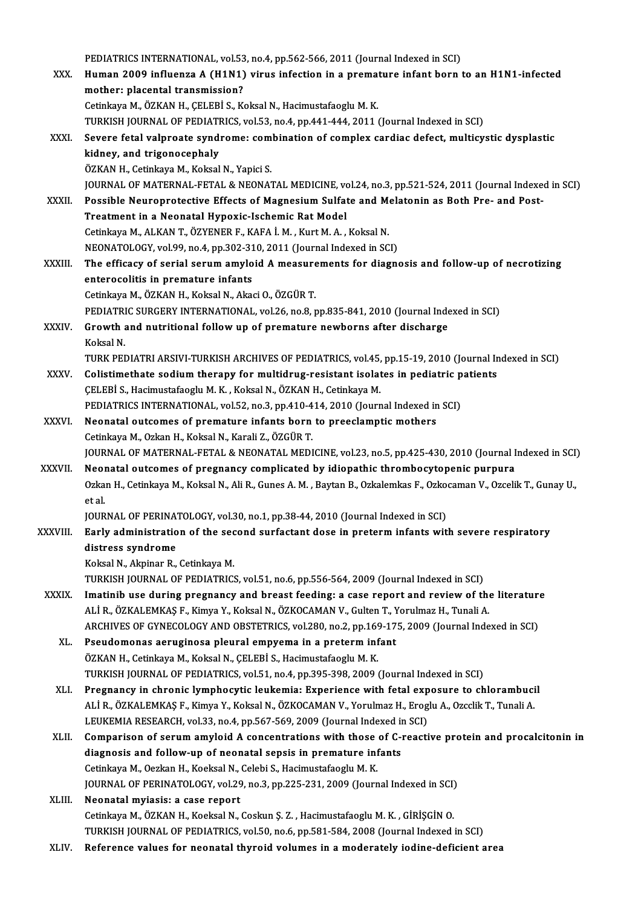PEDIATRICS INTERNATIONAL, vol.53, no.4, pp.562-566, 2011 (Journal Indexed in SCI)

XXX. **Human 2009 influenza A (H1N1) virus infection in a premature infant born to an H1N1-infected mother: placental transmission?**
Cetinkaya M., ÖZKAN H., ÇELEBİ S., Koksal N., Hacimustafaoglu M. K.
TURKISH JOURNAL OF PEDIATRICS, vol.53, no.4, pp.441-444, 2011 (Journal Indexed in SCI)

XXXI. **Severe fetal valproate syndrome: combination of complex cardiac defect, multicystic dysplastic kidney, and trigonocephaly**
ÖZKAN H., Cetinkaya M., Koksal N., Yapici S.
JOURNAL OF MATERNAL-FETAL & NEONATAL MEDICINE, vol.24, no.3, pp.521-524, 2011 (Journal Indexed in SCI)

XXXII. **Possible Neuroprotective Effects of Magnesium Sulfate and Melatonin as Both Pre- and Post-Treatment in a Neonatal Hypoxic-Ischemic Rat Model**
Cetinkaya M., ALKAN T., ÖZYENER F., KAFA İ. M. , Kurt M. A. , Koksal N.
NEONATOLOGY, vol.99, no.4, pp.302-310, 2011 (Journal Indexed in SCI)

XXXIII. **The efficacy of serial serum amyloid A measurements for diagnosis and follow-up of necrotizing enterocolitis in premature infants**
Cetinkaya M., ÖZKAN H., Koksal N., Akaci O., ÖZGÜR T.
PEDIATRIC SURGERY INTERNATIONAL, vol.26, no.8, pp.835-841, 2010 (Journal Indexed in SCI)

XXXIV. **Growth and nutritional follow up of premature newborns after discharge**
Koksal N.
TURK PEDIATRI ARSIVI-TURKISH ARCHIVES OF PEDIATRICS, vol.45, pp.15-19, 2010 (Journal Indexed in SCI)

XXXV. **Colistimethate sodium therapy for multidrug-resistant isolates in pediatric patients**
ÇELEBİ S., Hacimustafaoglu M. K. , Koksal N., ÖZKAN H., Cetinkaya M.
PEDIATRICS INTERNATIONAL, vol.52, no.3, pp.410-414, 2010 (Journal Indexed in SCI)

XXXVI. **Neonatal outcomes of premature infants born to preeclamptic mothers**
Cetinkaya M., Ozkan H., Koksal N., Karali Z., ÖZGÜR T.
JOURNAL OF MATERNAL-FETAL & NEONATAL MEDICINE, vol.23, no.5, pp.425-430, 2010 (Journal Indexed in SCI)

XXXVII. **Neonatal outcomes of pregnancy complicated by idiopathic thrombocytopenic purpura**
Ozkan H., Cetinkaya M., Koksal N., Ali R., Gunes A. M. , Baytan B., Ozkalemkas F., Ozkocaman V., Ozcelik T., Gunay U., et al.
JOURNAL OF PERINATOLOGY, vol.30, no.1, pp.38-44, 2010 (Journal Indexed in SCI)

XXXVIII. **Early administration of the second surfactant dose in preterm infants with severe respiratory distress syndrome**
Koksal N., Akpinar R., Cetinkaya M.
TURKISH JOURNAL OF PEDIATRICS, vol.51, no.6, pp.556-564, 2009 (Journal Indexed in SCI)

XXXIX. **Imatinib use during pregnancy and breast feeding: a case report and review of the literature**
ALİ R., ÖZKALEMKAŞ F., Kimya Y., Koksal N., ÖZKOCAMAN V., Gulten T., Yorulmaz H., Tunali A.
ARCHIVES OF GYNECOLOGY AND OBSTETRICS, vol.280, no.2, pp.169-175, 2009 (Journal Indexed in SCI)

XL. **Pseudomonas aeruginosa pleural empyema in a preterm infant**
ÖZKAN H., Cetinkaya M., Koksal N., ÇELEBİ S., Hacimustafaoglu M. K.
TURKISH JOURNAL OF PEDIATRICS, vol.51, no.4, pp.395-398, 2009 (Journal Indexed in SCI)

XLI. **Pregnancy in chronic lymphocytic leukemia: Experience with fetal exposure to chlorambucil**
ALİ R., ÖZKALEMKAŞ F., Kimya Y., Koksal N., ÖZKOCAMAN V., Yorulmaz H., Eroglu A., Ozcclik T., Tunali A.
LEUKEMIA RESEARCH, vol.33, no.4, pp.567-569, 2009 (Journal Indexed in SCI)

XLII. **Comparison of serum amyloid A concentrations with those of C-reactive protein and procalcitonin in diagnosis and follow-up of neonatal sepsis in premature infants**
Cetinkaya M., Oezkan H., Koeksal N., Celebi S., Hacimustafaoglu M. K.
JOURNAL OF PERINATOLOGY, vol.29, no.3, pp.225-231, 2009 (Journal Indexed in SCI)

XLIII. **Neonatal myiasis: a case report**
Cetinkaya M., ÖZKAN H., Koeksal N., Coskun Ş. Z. , Hacimustafaoglu M. K. , GİRİŞGİN O.
TURKISH JOURNAL OF PEDIATRICS, vol.50, no.6, pp.581-584, 2008 (Journal Indexed in SCI)

XLIV. **Reference values for neonatal thyroid volumes in a moderately iodine-deficient area**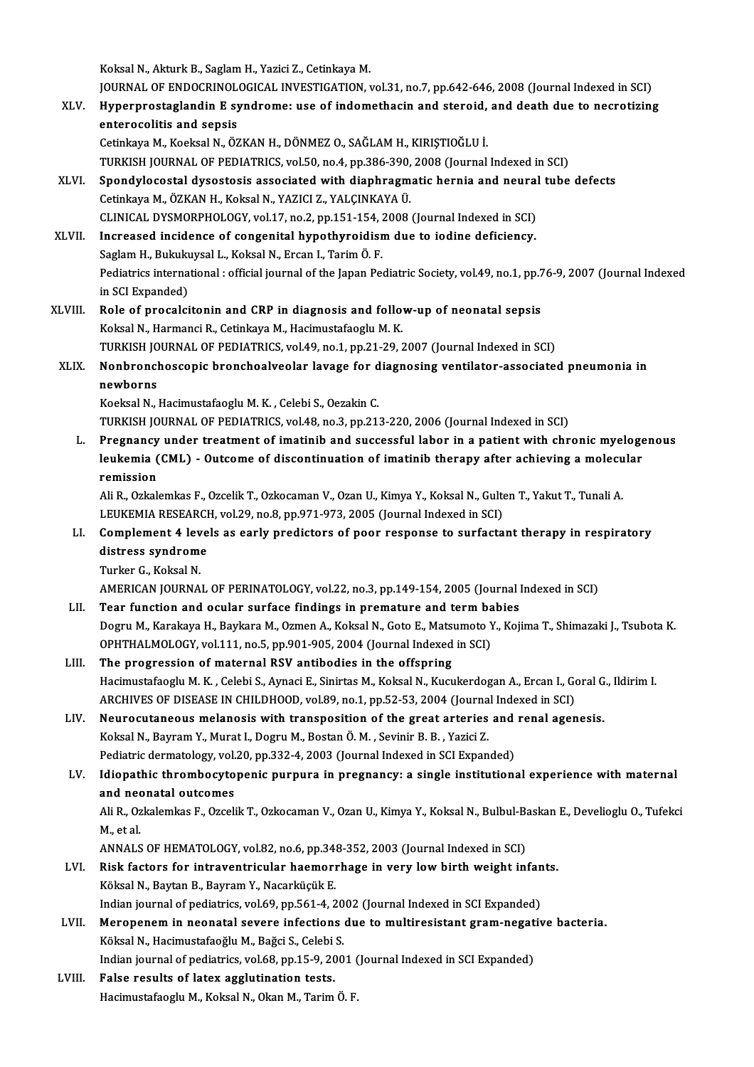Koksal N., Akturk B., Saglam H., Yazici Z., Cetinkaya M.
JOURNAL OF ENDOCRINOLOGICAL INVESTIGATION, vol.31, no.7, pp.642-646, 2008 (Journal Indexed in SCI)

XLV. **Hyperprostaglandin E syndrome: use of indomethacin and steroid, and death due to necrotizing enterocolitis and sepsis**
Cetinkaya M., Koeksal N., ÖZKAN H., DÖNMEZ O., SAĞLAM H., KIRIŞTIOĞLU İ.
TURKISH JOURNAL OF PEDIATRICS, vol.50, no.4, pp.386-390, 2008 (Journal Indexed in SCI)

XLVI. **Spondylocostal dysostosis associated with diaphragmatic hernia and neural tube defects**
Cetinkaya M., ÖZKAN H., Koksal N., YAZICI Z., YALÇINKAYA Ü.
CLINICAL DYSMORPHOLOGY, vol.17, no.2, pp.151-154, 2008 (Journal Indexed in SCI)

XLVII. **Increased incidence of congenital hypothyroidism due to iodine deficiency.**
Saglam H., Bukukuysal L., Koksal N., Ercan I., Tarim Ö. F.
Pediatrics international : official journal of the Japan Pediatric Society, vol.49, no.1, pp.76-9, 2007 (Journal Indexed in SCI Expanded)

XLVIII. **Role of procalcitonin and CRP in diagnosis and follow-up of neonatal sepsis**
Koksal N., Harmanci R., Cetinkaya M., Hacimustafaoglu M. K.
TURKISH JOURNAL OF PEDIATRICS, vol.49, no.1, pp.21-29, 2007 (Journal Indexed in SCI)

XLIX. **Nonbronchoscopic bronchoalveolar lavage for diagnosing ventilator-associated pneumonia in newborns**
Koeksal N., Hacimustafaoglu M. K. , Celebi S., Oezakin C.
TURKISH JOURNAL OF PEDIATRICS, vol.48, no.3, pp.213-220, 2006 (Journal Indexed in SCI)

L. **Pregnancy under treatment of imatinib and successful labor in a patient with chronic myelogenous leukemia (CML) - Outcome of discontinuation of imatinib therapy after achieving a molecular remission**
Ali R., Ozkalemkas F., Ozcelik T., Ozkocaman V., Ozan U., Kimya Y., Koksal N., Gulten T., Yakut T., Tunali A.
LEUKEMIA RESEARCH, vol.29, no.8, pp.971-973, 2005 (Journal Indexed in SCI)

LI. **Complement 4 levels as early predictors of poor response to surfactant therapy in respiratory distress syndrome**
Turker G., Koksal N.
AMERICAN JOURNAL OF PERINATOLOGY, vol.22, no.3, pp.149-154, 2005 (Journal Indexed in SCI)

LII. **Tear function and ocular surface findings in premature and term babies**
Dogru M., Karakaya H., Baykara M., Ozmen A., Koksal N., Goto E., Matsumoto Y., Kojima T., Shimazaki J., Tsubota K.
OPHTHALMOLOGY, vol.111, no.5, pp.901-905, 2004 (Journal Indexed in SCI)

LIII. **The progression of maternal RSV antibodies in the offspring**
Hacimustafaoglu M. K. , Celebi S., Aynaci E., Sinirtas M., Koksal N., Kucukerdogan A., Ercan I., Goral G., Ildirim I.
ARCHIVES OF DISEASE IN CHILDHOOD, vol.89, no.1, pp.52-53, 2004 (Journal Indexed in SCI)

LIV. **Neurocutaneous melanosis with transposition of the great arteries and renal agenesis.**
Koksal N., Bayram Y., Murat I., Dogru M., Bostan Ö. M. , Sevinir B. B. , Yazici Z.
Pediatric dermatology, vol.20, pp.332-4, 2003 (Journal Indexed in SCI Expanded)

LV. **Idiopathic thrombocytopenic purpura in pregnancy: a single institutional experience with maternal and neonatal outcomes**
Ali R., Ozkalemkas F., Ozcelik T., Ozkocaman V., Ozan U., Kimya Y., Koksal N., Bulbul-Baskan E., Develioglu O., Tufekci M., et al.
ANNALS OF HEMATOLOGY, vol.82, no.6, pp.348-352, 2003 (Journal Indexed in SCI)

LVI. **Risk factors for intraventricular haemorrhage in very low birth weight infants.**
Köksal N., Baytan B., Bayram Y., Nacarküçük E.
Indian journal of pediatrics, vol.69, pp.561-4, 2002 (Journal Indexed in SCI Expanded)

LVII. **Meropenem in neonatal severe infections due to multiresistant gram-negative bacteria.**
Köksal N., Hacimustafaoğlu M., Bağci S., Celebi S.
Indian journal of pediatrics, vol.68, pp.15-9, 2001 (Journal Indexed in SCI Expanded)

LVIII. **False results of latex agglutination tests.**
Hacimustafaoglu M., Koksal N., Okan M., Tarim Ö. F.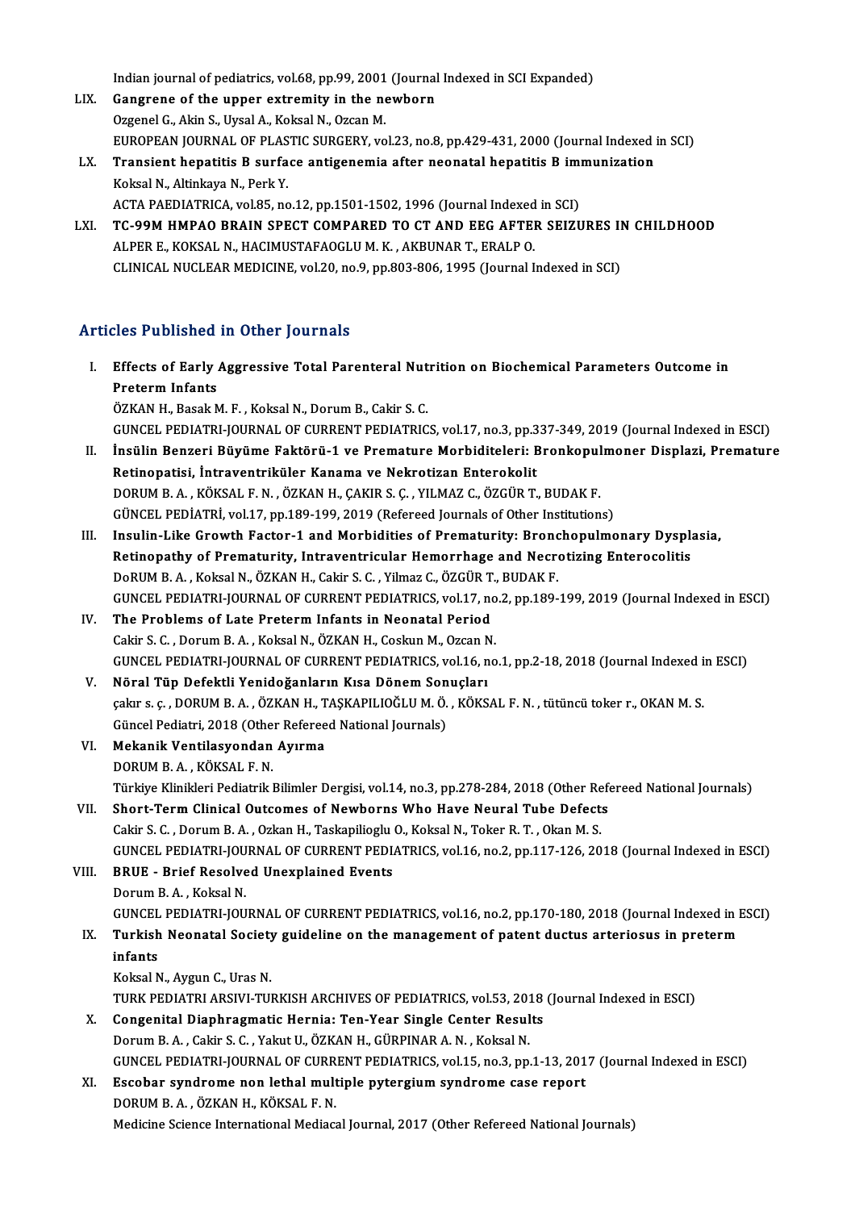Indian journal of pediatrics, vol.68, pp.99, 2001 (Journal Indexed in SCI Expanded)

LIX. **Gangrene of the upper extremity in the newborn**
Ozgenel G., Akin S., Uysal A., Koksal N., Ozcan M.
EUROPEAN JOURNAL OF PLASTIC SURGERY, vol.23, no.8, pp.429-431, 2000 (Journal Indexed in SCI)

LX. **Transient hepatitis B surface antigenemia after neonatal hepatitis B immunization**
Koksal N., Altinkaya N., Perk Y.
ACTA PAEDIATRICA, vol.85, no.12, pp.1501-1502, 1996 (Journal Indexed in SCI)

LXI. **TC-99M HMPAO BRAIN SPECT COMPARED TO CT AND EEG AFTER SEIZURES IN CHILDHOOD**
ALPER E., KOKSAL N., HACIMUSTAFAOGLU M. K. , AKBUNAR T., ERALP O.
CLINICAL NUCLEAR MEDICINE, vol.20, no.9, pp.803-806, 1995 (Journal Indexed in SCI)

## Articles Published in Other Journals

I. **Effects of Early Aggressive Total Parenteral Nutrition on Biochemical Parameters Outcome in Preterm Infants**
ÖZKAN H., Basak M. F. , Koksal N., Dorum B., Cakir S. C.
GUNCEL PEDIATRI-JOURNAL OF CURRENT PEDIATRICS, vol.17, no.3, pp.337-349, 2019 (Journal Indexed in ESCI)

II. **İnsülin Benzeri Büyüme Faktörü-1 ve Premature Morbiditeleri: Bronkopulmoner Displazi, Premature Retinopatisi, İntraventriküler Kanama ve Nekrotizan Enterokolit**
DORUM B. A. , KÖKSAL F. N. , ÖZKAN H., ÇAKIR S. Ç. , YILMAZ C., ÖZGÜR T., BUDAK F.
GÜNCEL PEDİATRİ, vol.17, pp.189-199, 2019 (Refereed Journals of Other Institutions)

III. **Insulin-Like Growth Factor-1 and Morbidities of Prematurity: Bronchopulmonary Dysplasia, Retinopathy of Prematurity, Intraventricular Hemorrhage and Necrotizing Enterocolitis**
DoRUM B. A. , Koksal N., ÖZKAN H., Cakir S. C. , Yilmaz C., ÖZGÜR T., BUDAK F.
GUNCEL PEDIATRI-JOURNAL OF CURRENT PEDIATRICS, vol.17, no.2, pp.189-199, 2019 (Journal Indexed in ESCI)

IV. **The Problems of Late Preterm Infants in Neonatal Period**
Cakir S. C. , Dorum B. A. , Koksal N., ÖZKAN H., Coskun M., Ozcan N.
GUNCEL PEDIATRI-JOURNAL OF CURRENT PEDIATRICS, vol.16, no.1, pp.2-18, 2018 (Journal Indexed in ESCI)

V. **Nöral Tüp Defektli Yenidoğanların Kısa Dönem Sonuçları**
çakır s. ç. , DORUM B. A. , ÖZKAN H., TAŞKAPILIOĞLU M. Ö. , KÖKSAL F. N. , tütüncü toker r., OKAN M. S.
Güncel Pediatri, 2018 (Other Refereed National Journals)

VI. **Mekanik Ventilasyondan Ayırma**
DORUM B. A. , KÖKSAL F. N.
Türkiye Klinikleri Pediatrik Bilimler Dergisi, vol.14, no.3, pp.278-284, 2018 (Other Refereed National Journals)

VII. **Short-Term Clinical Outcomes of Newborns Who Have Neural Tube Defects**
Cakir S. C. , Dorum B. A. , Ozkan H., Taskapilioglu O., Koksal N., Toker R. T. , Okan M. S.
GUNCEL PEDIATRI-JOURNAL OF CURRENT PEDIATRICS, vol.16, no.2, pp.117-126, 2018 (Journal Indexed in ESCI)

VIII. **BRUE - Brief Resolved Unexplained Events**
Dorum B. A. , Koksal N.
GUNCEL PEDIATRI-JOURNAL OF CURRENT PEDIATRICS, vol.16, no.2, pp.170-180, 2018 (Journal Indexed in ESCI)

IX. **Turkish Neonatal Society guideline on the management of patent ductus arteriosus in preterm infants**
Koksal N., Aygun C., Uras N.
TURK PEDIATRI ARSIVI-TURKISH ARCHIVES OF PEDIATRICS, vol.53, 2018 (Journal Indexed in ESCI)

X. **Congenital Diaphragmatic Hernia: Ten-Year Single Center Results**
Dorum B. A. , Cakir S. C. , Yakut U., ÖZKAN H., GÜRPINAR A. N. , Koksal N.
GUNCEL PEDIATRI-JOURNAL OF CURRENT PEDIATRICS, vol.15, no.3, pp.1-13, 2017 (Journal Indexed in ESCI)

XI. **Escobar syndrome non lethal multiple pytergium syndrome case report**
DORUM B. A. , ÖZKAN H., KÖKSAL F. N.
Medicine Science International Mediacal Journal, 2017 (Other Refereed National Journals)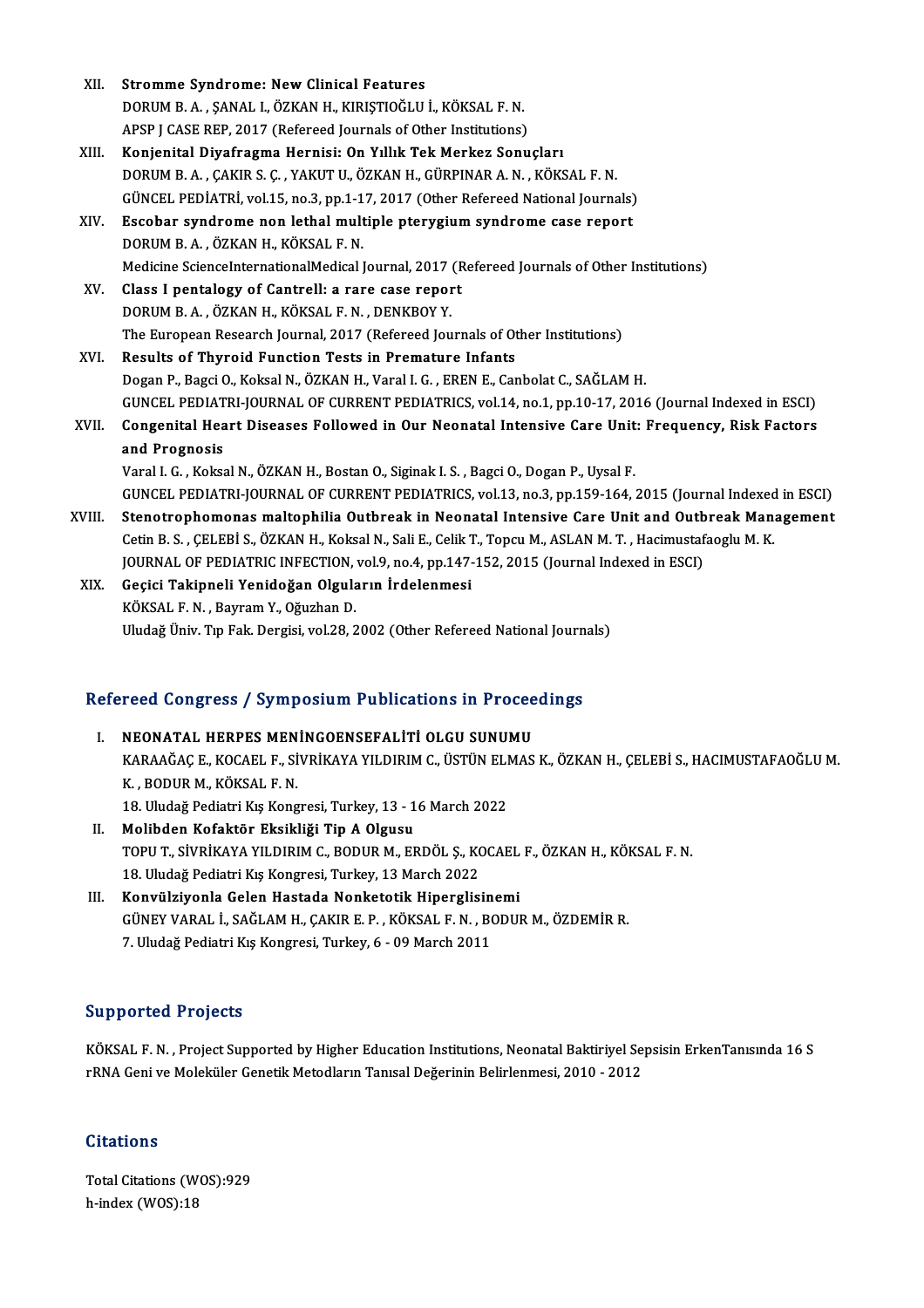XII. **Stromme Syndrome: New Clinical Features**
DORUM B. A. , ŞANAL I., ÖZKAN H., KIRIŞTIOĞLU İ., KÖKSAL F. N.
APSP J CASE REP, 2017 (Refereed Journals of Other Institutions)

XIII. **Konjenital Diyafragma Hernisi: On Yıllık Tek Merkez Sonuçları**
DORUM B. A. , ÇAKIR S. Ç. , YAKUT U., ÖZKAN H., GÜRPINAR A. N. , KÖKSAL F. N.
GÜNCEL PEDİATRİ, vol.15, no.3, pp.1-17, 2017 (Other Refereed National Journals)

XIV. **Escobar syndrome non lethal multiple pterygium syndrome case report**
DORUM B. A. , ÖZKAN H., KÖKSAL F. N.
Medicine ScienceInternationalMedical Journal, 2017 (Refereed Journals of Other Institutions)

XV. **Class I pentalogy of Cantrell: a rare case report**
DORUM B. A. , ÖZKAN H., KÖKSAL F. N. , DENKBOY Y.
The European Research Journal, 2017 (Refereed Journals of Other Institutions)

XVI. **Results of Thyroid Function Tests in Premature Infants**
Dogan P., Bagci O., Koksal N., ÖZKAN H., Varal I. G. , EREN E., Canbolat C., SAĞLAM H.
GUNCEL PEDIATRI-JOURNAL OF CURRENT PEDIATRICS, vol.14, no.1, pp.10-17, 2016 (Journal Indexed in ESCI)

XVII. **Congenital Heart Diseases Followed in Our Neonatal Intensive Care Unit: Frequency, Risk Factors and Prognosis**
Varal I. G. , Koksal N., ÖZKAN H., Bostan O., Siginak I. S. , Bagci O., Dogan P., Uysal F.
GUNCEL PEDIATRI-JOURNAL OF CURRENT PEDIATRICS, vol.13, no.3, pp.159-164, 2015 (Journal Indexed in ESCI)

XVIII. **Stenotrophomonas maltophilia Outbreak in Neonatal Intensive Care Unit and Outbreak Management**
Cetin B. S. , ÇELEBİ S., ÖZKAN H., Koksal N., Sali E., Celik T., Topcu M., ASLAN M. T. , Hacimustafaoglu M. K.
JOURNAL OF PEDIATRIC INFECTION, vol.9, no.4, pp.147-152, 2015 (Journal Indexed in ESCI)

XIX. **Geçici Takipneli Yenidoğan Olguların İrdelenmesi**
KÖKSAL F. N. , Bayram Y., Oğuzhan D.
Uludağ Üniv. Tıp Fak. Dergisi, vol.28, 2002 (Other Refereed National Journals)

## Refereed Congress / Symposium Publications in Proceedings

I. **NEONATAL HERPES MENİNGOENSEFALİTİ OLGU SUNUMU**
KARAAĞAÇ E., KOCAEL F., SİVRİKAYA YILDIRIM C., ÜSTÜN ELMAS K., ÖZKAN H., ÇELEBİ S., HACIMUSTAFAOĞLU M. K. , BODUR M., KÖKSAL F. N.
18. Uludağ Pediatri Kış Kongresi, Turkey, 13 - 16 March 2022

II. **Molibden Kofaktör Eksikliği Tip A Olgusu**
TOPU T., SİVRİKAYA YILDIRIM C., BODUR M., ERDÖL Ş., KOCAEL F., ÖZKAN H., KÖKSAL F. N.
18. Uludağ Pediatri Kış Kongresi, Turkey, 13 March 2022

III. **Konvülziyonla Gelen Hastada Nonketotik Hiperglisinemi**
GÜNEY VARAL İ., SAĞLAM H., ÇAKIR E. P. , KÖKSAL F. N. , BODUR M., ÖZDEMİR R.
7. Uludağ Pediatri Kış Kongresi, Turkey, 6 - 09 March 2011

## Supported Projects

KÖKSAL F. N. , Project Supported by Higher Education Institutions, Neonatal Baktiriyel Sepsisin ErkenTanısında 16 S rRNA Geni ve Moleküler Genetik Metodların Tanısal Değerinin Belirlenmesi, 2010 - 2012

## Citations

Total Citations (WOS):929
h-index (WOS):18